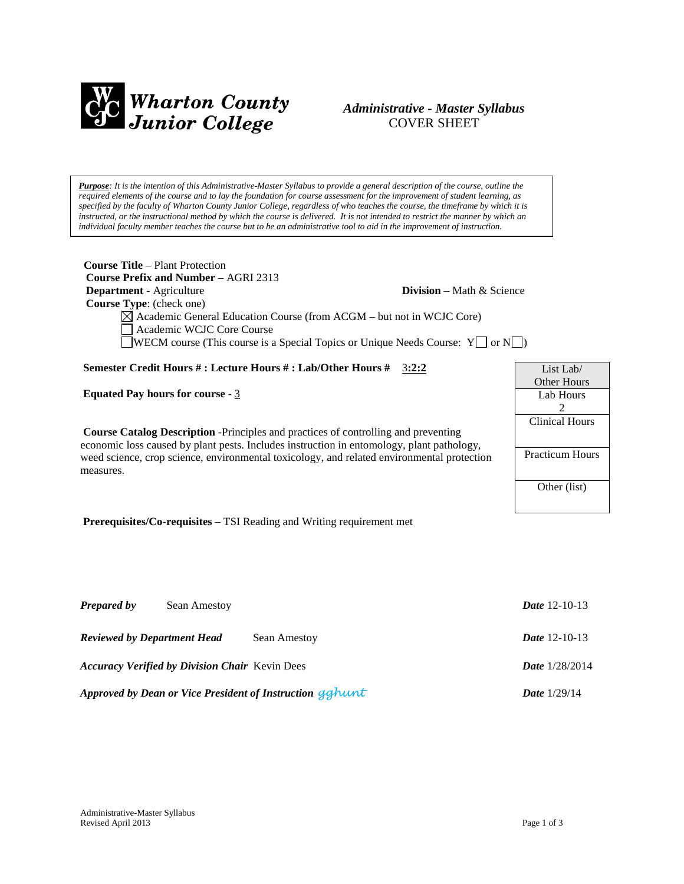**Wharton County Junior College**

***Administrative - Master Syllabus***
COVER SHEET

***Purpose**: It is the intention of this Administrative-Master Syllabus to provide a general description of the course, outline the required elements of the course and to lay the foundation for course assessment for the improvement of student learning, as specified by the faculty of Wharton County Junior College, regardless of who teaches the course, the timeframe by which it is instructed, or the instructional method by which the course is delivered. It is not intended to restrict the manner by which an individual faculty member teaches the course but to be an administrative tool to aid in the improvement of instruction.*

**Course Title** – Plant Protection
**Course Prefix and Number** – AGRI 2313
**Department** - Agriculture **Division** – Math & Science
**Course Type**: (check one)

- ☒ Academic General Education Course (from ACGM – but not in WCJC Core)
- ☐ Academic WCJC Core Course
- ☐ WECM course (This course is a Special Topics or Unique Needs Course: Y☐ or N☐)

**Semester Credit Hours # : Lecture Hours # : Lab/Other Hours #** 3**:2:2**

**Equated Pay hours for course** - 3

| List Lab/ Other Hours |
|---|
| Lab Hours 2 |
| Clinical Hours |
| Practicum Hours |
| Other (list) |

**Course Catalog Description** -Principles and practices of controlling and preventing economic loss caused by plant pests. Includes instruction in entomology, plant pathology, weed science, crop science, environmental toxicology, and related environmental protection measures.

**Prerequisites/Co-requisites** – TSI Reading and Writing requirement met

***Prepared by*** Sean Amestoy ***Date*** 12-10-13

***Reviewed by Department Head*** Sean Amestoy ***Date*** 12-10-13

***Accuracy Verified by Division Chair*** Kevin Dees ***Date*** 1/28/2014

***Approved by Dean or Vice President of Instruction*** gghunt ***Date*** 1/29/14

Administrative-Master Syllabus
Revised April 2013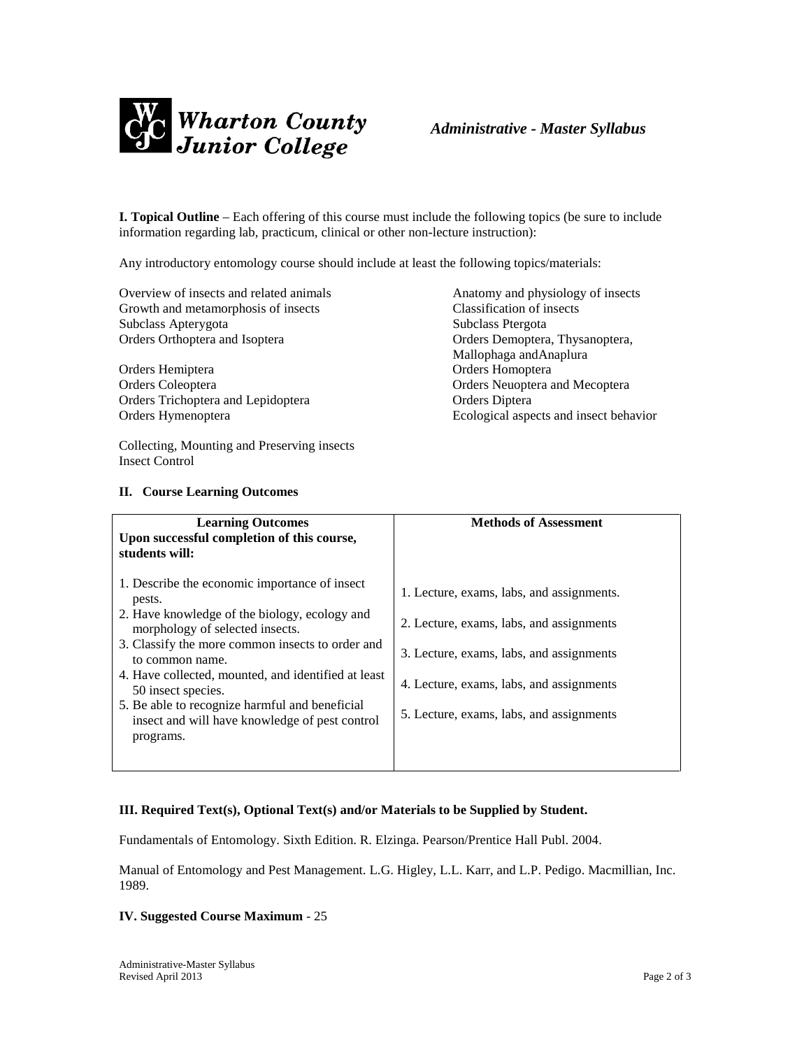**I. Topical Outline** – Each offering of this course must include the following topics (be sure to include information regarding lab, practicum, clinical or other non-lecture instruction):

Any introductory entomology course should include at least the following topics/materials:

Overview of insects and related animals
Growth and metamorphosis of insects
Subclass Apterygota
Orders Orthoptera and Isoptera
Orders Hemiptera
Orders Coleoptera
Orders Trichoptera and Lepidoptera
Orders Hymenoptera

Anatomy and physiology of insects
Classification of insects
Subclass Ptergota
Orders Demoptera, Thysanoptera, Mallophaga andAnaplura
Orders Homoptera
Orders Neuoptera and Mecoptera
Orders Diptera
Ecological aspects and insect behavior

Collecting, Mounting and Preserving insects
Insect Control

**II. Course Learning Outcomes**

| Learning Outcomes<br>Upon successful completion of this course, students will: | Methods of Assessment |
|---|---|
| 1. Describe the economic importance of insect pests. | 1. Lecture, exams, labs, and assignments. |
| 2. Have knowledge of the biology, ecology and morphology of selected insects. | 2. Lecture, exams, labs, and assignments |
| 3. Classify the more common insects to order and to common name. | 3. Lecture, exams, labs, and assignments |
| 4. Have collected, mounted, and identified at least 50 insect species. | 4. Lecture, exams, labs, and assignments |
| 5. Be able to recognize harmful and beneficial insect and will have knowledge of pest control programs. | 5. Lecture, exams, labs, and assignments |

**III. Required Text(s), Optional Text(s) and/or Materials to be Supplied by Student.**

Fundamentals of Entomology. Sixth Edition. R. Elzinga. Pearson/Prentice Hall Publ. 2004.

Manual of Entomology and Pest Management. L.G. Higley, L.L. Karr, and L.P. Pedigo. Macmillian, Inc. 1989.

**IV. Suggested Course Maximum** - 25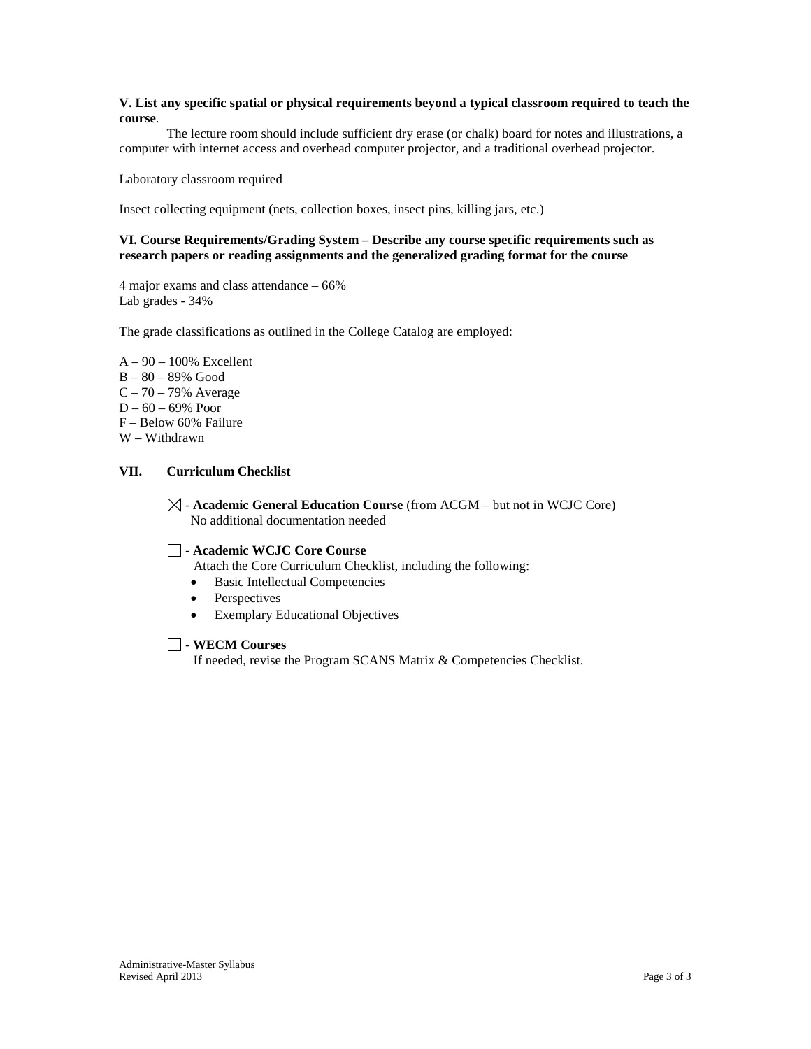**V. List any specific spatial or physical requirements beyond a typical classroom required to teach the course**.

The lecture room should include sufficient dry erase (or chalk) board for notes and illustrations, a computer with internet access and overhead computer projector, and a traditional overhead projector.

Laboratory classroom required

Insect collecting equipment (nets, collection boxes, insect pins, killing jars, etc.)

**VI. Course Requirements/Grading System – Describe any course specific requirements such as research papers or reading assignments and the generalized grading format for the course**

4 major exams and class attendance – 66%
Lab grades - 34%

The grade classifications as outlined in the College Catalog are employed:

A – 90 – 100% Excellent
B – 80 – 89% Good
C – 70 – 79% Average
D – 60 – 69% Poor
F – Below 60% Failure
W – Withdrawn

**VII. Curriculum Checklist**

☒ - **Academic General Education Course** (from ACGM – but not in WCJC Core)
No additional documentation needed

☐ - **Academic WCJC Core Course**
Attach the Core Curriculum Checklist, including the following:

- Basic Intellectual Competencies
- Perspectives
- Exemplary Educational Objectives

☐ - **WECM Courses**
If needed, revise the Program SCANS Matrix & Competencies Checklist.